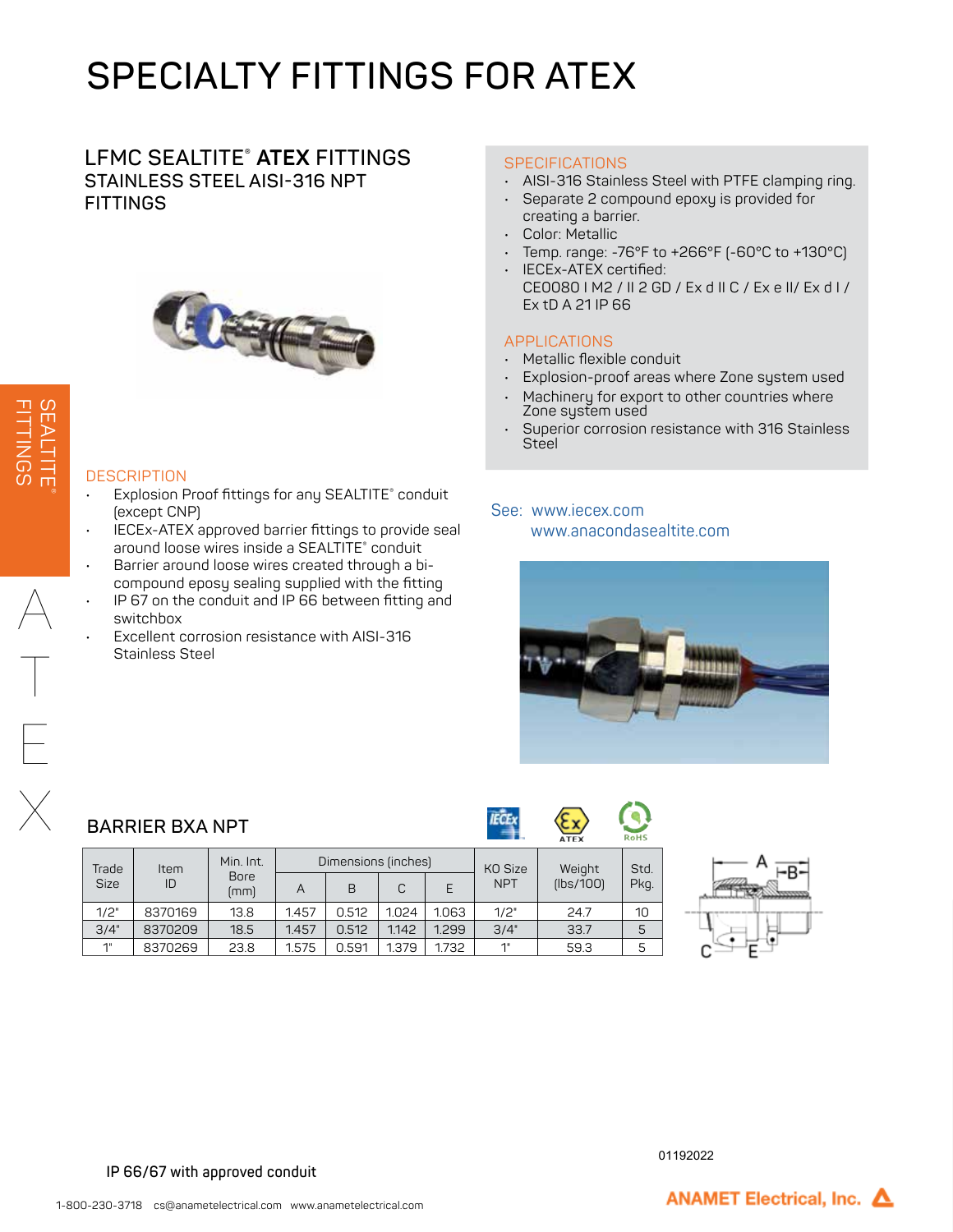# SPECIALTY FITTINGS FOR ATEX

## LFMC SEALTITE® **ATEX** FITTINGS
### STAINLESS STEEL AISI-316 NPT FITTINGS

### DESCRIPTION

- Explosion Proof fittings for any SEALTITE® conduit (except CNP)
- IECEx-ATEX approved barrier fittings to provide seal around loose wires inside a SEALTITE® conduit
- Barrier around loose wires created through a bi-compound eposy sealing supplied with the fitting
- IP 67 on the conduit and IP 66 between fitting and switchbox
- Excellent corrosion resistance with AISI-316 Stainless Steel

### SPECIFICATIONS

- AISI-316 Stainless Steel with PTFE clamping ring.
- Separate 2 compound epoxy is provided for creating a barrier.
- Color: Metallic
- Temp. range: -76°F to +266°F (-60°C to +130°C)
- IECEx-ATEX certified: CE0080 I M2 / II 2 GD / Ex d II C / Ex e II/ Ex d I / Ex tD A 21 IP 66

### APPLICATIONS

- Metallic flexible conduit
- Explosion-proof areas where Zone system used
- Machinery for export to other countries where Zone system used
- Superior corrosion resistance with 316 Stainless Steel

See: www.iecex.com
www.anacondasealtite.com

## BARRIER BXA NPT

| Trade Size | Item ID | Min. Int. Bore (mm) | Dimensions (inches) | | | | KO Size NPT | Weight (lbs/100) | Std. Pkg. |
|---|---|---|---|---|---|---|---|---|---|
| | | | A | B | C | E | | | |
| 1/2" | 8370169 | 13.8 | 1.457 | 0.512 | 1.024 | 1.063 | 1/2" | 24.7 | 10 |
| 3/4" | 8370209 | 18.5 | 1.457 | 0.512 | 1.142 | 1.299 | 3/4" | 33.7 | 5 |
| 1" | 8370269 | 23.8 | 1.575 | 0.591 | 1.379 | 1.732 | 1" | 59.3 | 5 |

IP 66/67 with approved conduit

01192022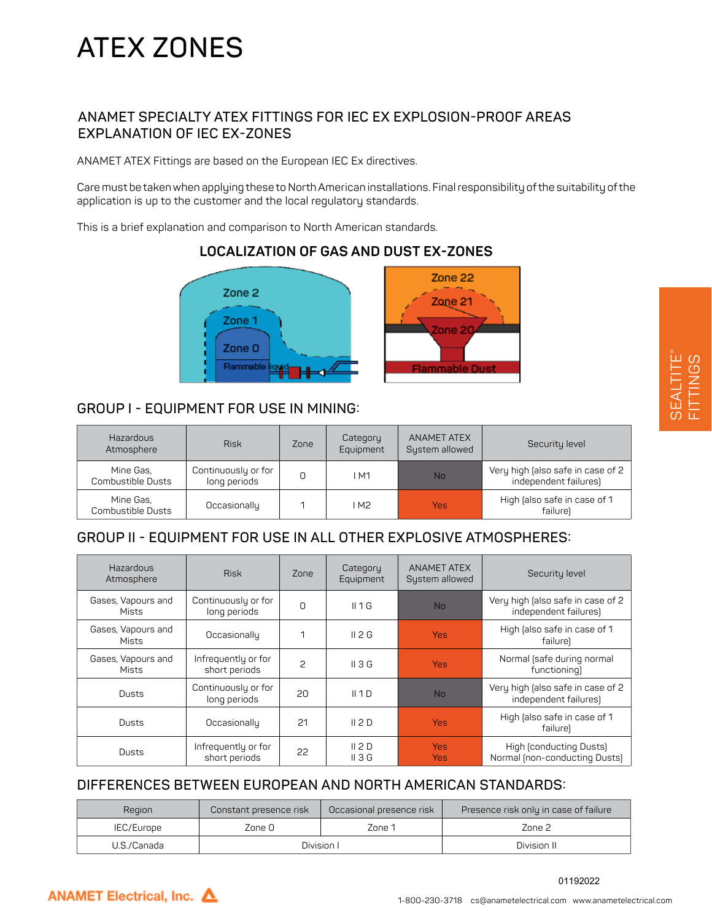# ATEX ZONES

## ANAMET SPECIALTY ATEX FITTINGS FOR IEC EX EXPLOSION-PROOF AREAS
## EXPLANATION OF IEC EX-ZONES

ANAMET ATEX Fittings are based on the European IEC Ex directives.

Care must be taken when applying these to North American installations. Final responsibility of the suitability of the application is up to the customer and the local regulatory standards.

This is a brief explanation and comparison to North American standards.

### LOCALIZATION OF GAS AND DUST EX-ZONES

Zone 2
Zone 1
Zone 0
Flammable liquid

Zone 22
Zone 21
Zone 20
Flammable Dust

### GROUP I - EQUIPMENT FOR USE IN MINING:

| Hazardous Atmosphere | Risk | Zone | Category Equipment | ANAMET ATEX System allowed | Security level |
|---|---|---|---|---|---|
| Mine Gas, Combustible Dusts | Continuously or for long periods | 0 | I M1 | No | Very high (also safe in case of 2 independent failures) |
| Mine Gas, Combustible Dusts | Occasionally | 1 | I M2 | Yes | High (also safe in case of 1 failure) |

### GROUP II - EQUIPMENT FOR USE IN ALL OTHER EXPLOSIVE ATMOSPHERES:

| Hazardous Atmosphere | Risk | Zone | Category Equipment | ANAMET ATEX System allowed | Security level |
|---|---|---|---|---|---|
| Gases, Vapours and Mists | Continuously or for long periods | 0 | II 1 G | No | Very high (also safe in case of 2 independent failures) |
| Gases, Vapours and Mists | Occasionally | 1 | II 2 G | Yes | High (also safe in case of 1 failure) |
| Gases, Vapours and Mists | Infrequently or for short periods | 2 | II 3 G | Yes | Normal (safe during normal functioning) |
| Dusts | Continuously or for long periods | 20 | II 1 D | No | Very high (also safe in case of 2 independent failures) |
| Dusts | Occasionally | 21 | II 2 D | Yes | High (also safe in case of 1 failure) |
| Dusts | Infrequently or for short periods | 22 | II 2 D<br>II 3 G | Yes<br>Yes | High (conducting Dusts)<br>Normal (non-conducting Dusts) |

### DIFFERENCES BETWEEN EUROPEAN AND NORTH AMERICAN STANDARDS:

| Region | Constant presence risk | Occasional presence risk | Presence risk only in case of failure |
|---|---|---|---|
| IEC/Europe | Zone 0 | Zone 1 | Zone 2 |
| U.S./Canada | Division I | | Division II |

01192022

ANAMET Electrical, Inc. 1-800-230-3718 cs@anametelectrical.com www.anametelectrical.com

SEALTITE® FITTINGS